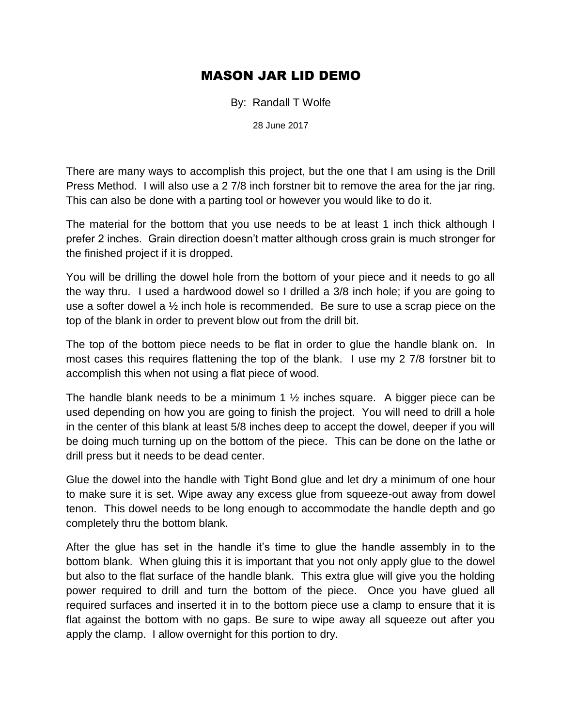# MASON JAR LID DEMO

By: Randall T Wolfe

28 June 2017

There are many ways to accomplish this project, but the one that I am using is the Drill Press Method. I will also use a 2 7/8 inch forstner bit to remove the area for the jar ring. This can also be done with a parting tool or however you would like to do it.

The material for the bottom that you use needs to be at least 1 inch thick although I prefer 2 inches. Grain direction doesn't matter although cross grain is much stronger for the finished project if it is dropped.

You will be drilling the dowel hole from the bottom of your piece and it needs to go all the way thru. I used a hardwood dowel so I drilled a 3/8 inch hole; if you are going to use a softer dowel a ½ inch hole is recommended. Be sure to use a scrap piece on the top of the blank in order to prevent blow out from the drill bit.

The top of the bottom piece needs to be flat in order to glue the handle blank on. In most cases this requires flattening the top of the blank. I use my 2 7/8 forstner bit to accomplish this when not using a flat piece of wood.

The handle blank needs to be a minimum 1 ½ inches square. A bigger piece can be used depending on how you are going to finish the project. You will need to drill a hole in the center of this blank at least 5/8 inches deep to accept the dowel, deeper if you will be doing much turning up on the bottom of the piece. This can be done on the lathe or drill press but it needs to be dead center.

Glue the dowel into the handle with Tight Bond glue and let dry a minimum of one hour to make sure it is set. Wipe away any excess glue from squeeze-out away from dowel tenon. This dowel needs to be long enough to accommodate the handle depth and go completely thru the bottom blank.

After the glue has set in the handle it's time to glue the handle assembly in to the bottom blank. When gluing this it is important that you not only apply glue to the dowel but also to the flat surface of the handle blank. This extra glue will give you the holding power required to drill and turn the bottom of the piece. Once you have glued all required surfaces and inserted it in to the bottom piece use a clamp to ensure that it is flat against the bottom with no gaps. Be sure to wipe away all squeeze out after you apply the clamp. I allow overnight for this portion to dry.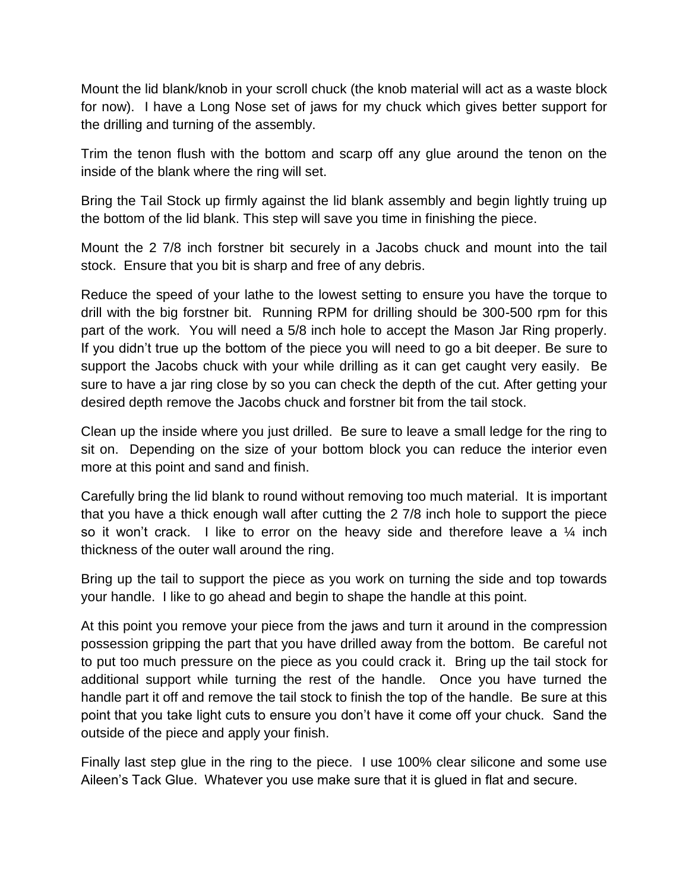Mount the lid blank/knob in your scroll chuck (the knob material will act as a waste block for now). I have a Long Nose set of jaws for my chuck which gives better support for the drilling and turning of the assembly.

Trim the tenon flush with the bottom and scarp off any glue around the tenon on the inside of the blank where the ring will set.

Bring the Tail Stock up firmly against the lid blank assembly and begin lightly truing up the bottom of the lid blank. This step will save you time in finishing the piece.

Mount the 2 7/8 inch forstner bit securely in a Jacobs chuck and mount into the tail stock. Ensure that you bit is sharp and free of any debris.

Reduce the speed of your lathe to the lowest setting to ensure you have the torque to drill with the big forstner bit. Running RPM for drilling should be 300-500 rpm for this part of the work. You will need a 5/8 inch hole to accept the Mason Jar Ring properly. If you didn't true up the bottom of the piece you will need to go a bit deeper. Be sure to support the Jacobs chuck with your while drilling as it can get caught very easily. Be sure to have a jar ring close by so you can check the depth of the cut. After getting your desired depth remove the Jacobs chuck and forstner bit from the tail stock.

Clean up the inside where you just drilled. Be sure to leave a small ledge for the ring to sit on. Depending on the size of your bottom block you can reduce the interior even more at this point and sand and finish.

Carefully bring the lid blank to round without removing too much material. It is important that you have a thick enough wall after cutting the 2 7/8 inch hole to support the piece so it won't crack. I like to error on the heavy side and therefore leave a ¼ inch thickness of the outer wall around the ring.

Bring up the tail to support the piece as you work on turning the side and top towards your handle. I like to go ahead and begin to shape the handle at this point.

At this point you remove your piece from the jaws and turn it around in the compression possession gripping the part that you have drilled away from the bottom. Be careful not to put too much pressure on the piece as you could crack it. Bring up the tail stock for additional support while turning the rest of the handle. Once you have turned the handle part it off and remove the tail stock to finish the top of the handle. Be sure at this point that you take light cuts to ensure you don't have it come off your chuck. Sand the outside of the piece and apply your finish.

Finally last step glue in the ring to the piece. I use 100% clear silicone and some use Aileen's Tack Glue. Whatever you use make sure that it is glued in flat and secure.